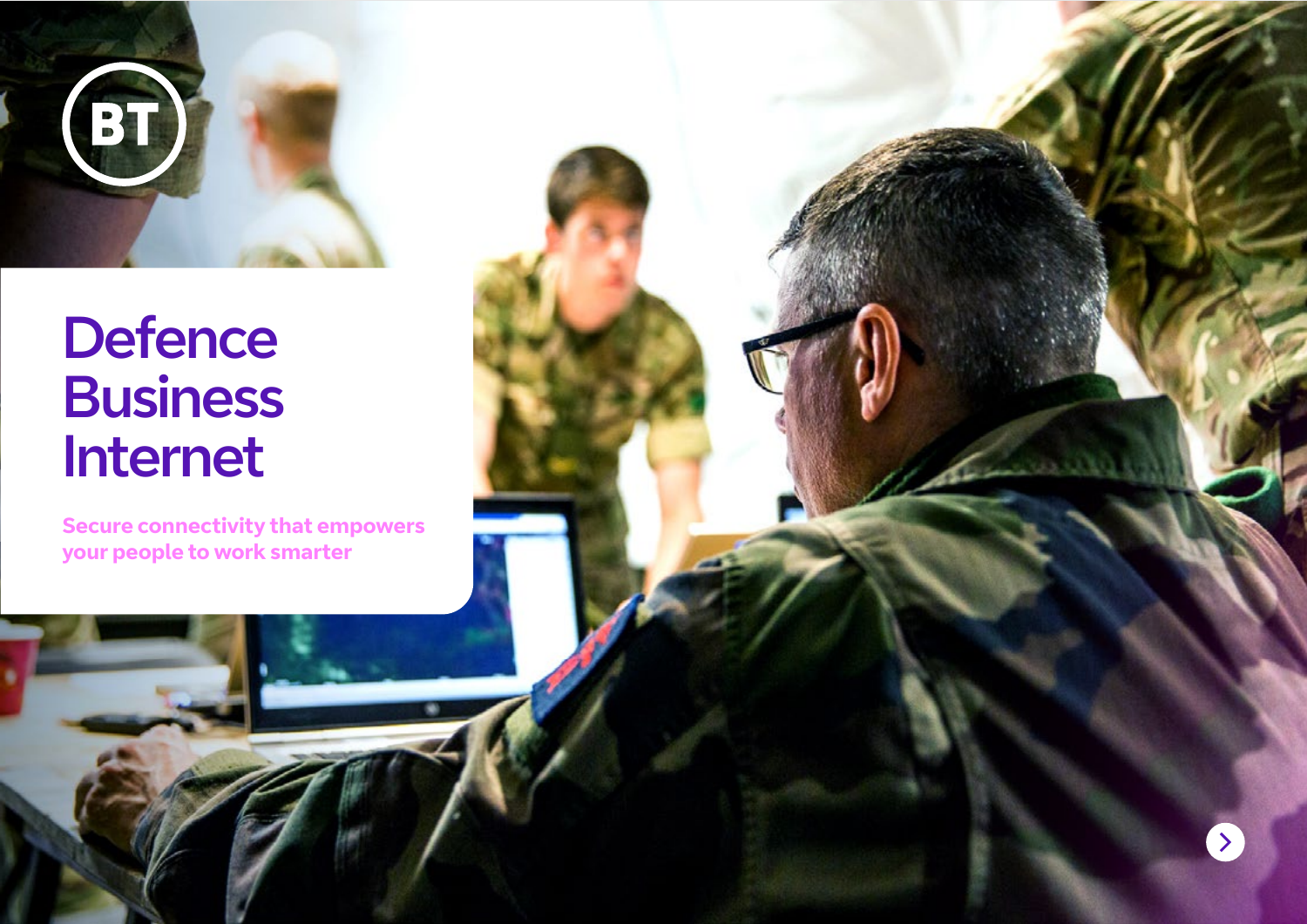BT

# Defence Business Internet

**Secure connectivity that empowers your people to work smarter**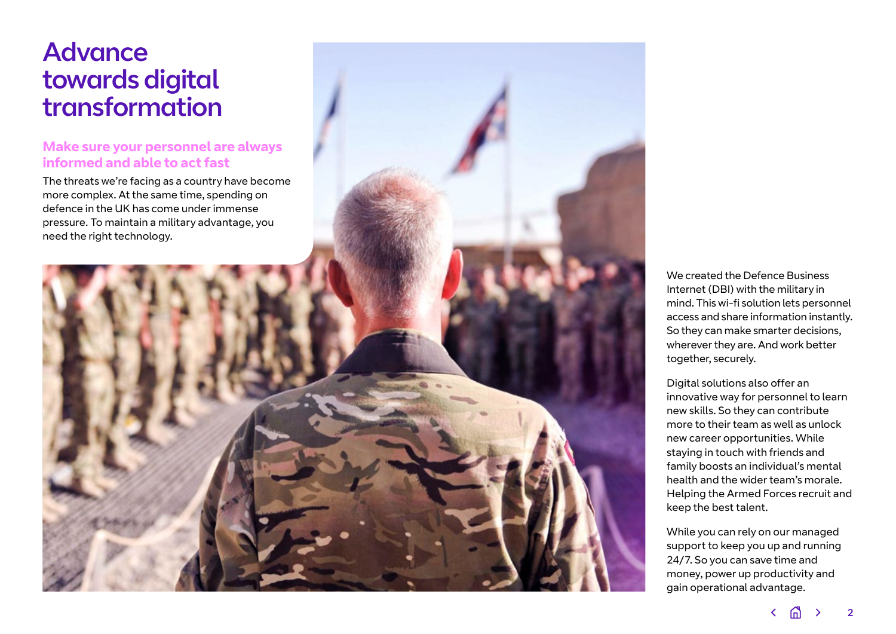# Advance towards digital transformation

## Make sure your personnel are always informed and able to act fast

The threats we're facing as a country have become more complex. At the same time, spending on defence in the UK has come under immense pressure. To maintain a military advantage, you need the right technology.

We created the Defence Business Internet (DBI) with the military in mind. This wi-fi solution lets personnel access and share information instantly. So they can make smarter decisions, wherever they are. And work better together, securely.

Digital solutions also offer an innovative way for personnel to learn new skills. So they can contribute more to their team as well as unlock new career opportunities. While staying in touch with friends and family boosts an individual's mental health and the wider team's morale. Helping the Armed Forces recruit and keep the best talent.

While you can rely on our managed support to keep you up and running 24/7. So you can save time and money, power up productivity and gain operational advantage.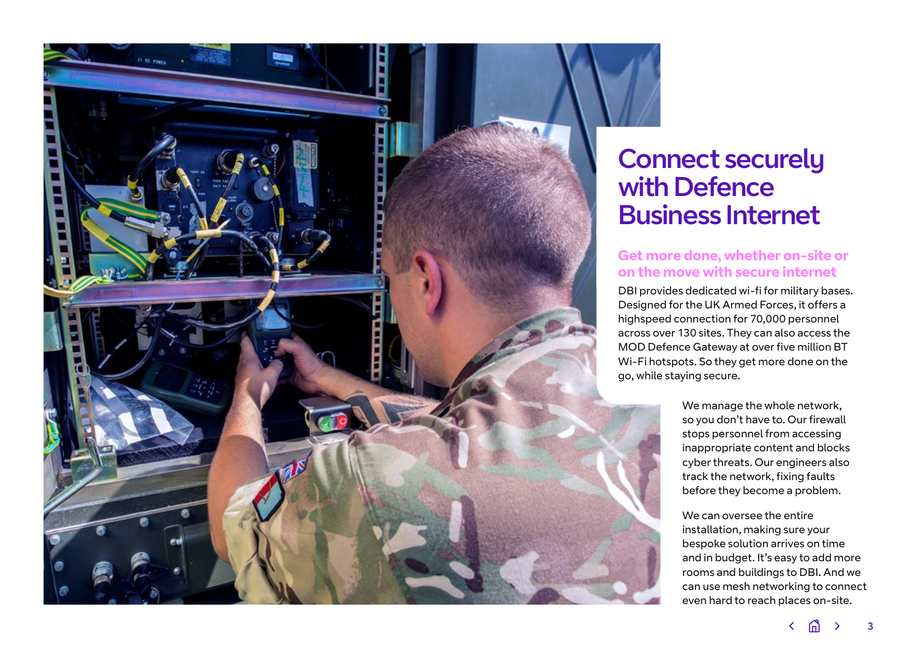# Connect securely with Defence Business Internet

## Get more done, whether on-site or on the move with secure internet

DBI provides dedicated wi-fi for military bases. Designed for the UK Armed Forces, it offers a highspeed connection for 70,000 personnel across over 130 sites. They can also access the MOD Defence Gateway at over five million BT Wi-Fi hotspots. So they get more done on the go, while staying secure.

We manage the whole network, so you don't have to. Our firewall stops personnel from accessing inappropriate content and blocks cyber threats. Our engineers also track the network, fixing faults before they become a problem.

We can oversee the entire installation, making sure your bespoke solution arrives on time and in budget. It's easy to add more rooms and buildings to DBI. And we can use mesh networking to connect even hard to reach places on-site.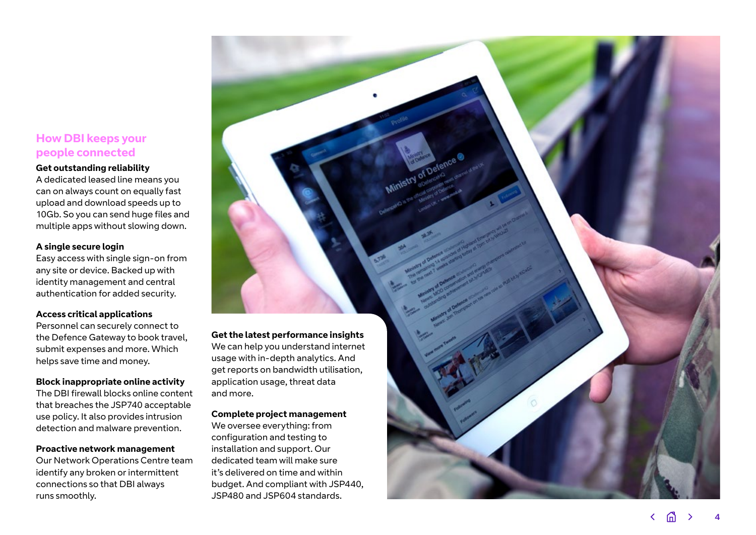## How DBI keeps your people connected

**Get outstanding reliability**
A dedicated leased line means you can on always count on equally fast upload and download speeds up to 10Gb. So you can send huge files and multiple apps without slowing down.

**A single secure login**
Easy access with single sign-on from any site or device. Backed up with identity management and central authentication for added security.

**Access critical applications**
Personnel can securely connect to the Defence Gateway to book travel, submit expenses and more. Which helps save time and money.

**Block inappropriate online activity**
The DBI firewall blocks online content that breaches the JSP740 acceptable use policy. It also provides intrusion detection and malware prevention.

**Proactive network management**
Our Network Operations Centre team identify any broken or intermittent connections so that DBI always runs smoothly.

**Get the latest performance insights**
We can help you understand internet usage with in-depth analytics. And get reports on bandwidth utilisation, application usage, threat data and more.

**Complete project management**
We oversee everything: from configuration and testing to installation and support. Our dedicated team will make sure it's delivered on time and within budget. And compliant with JSP440, JSP480 and JSP604 standards.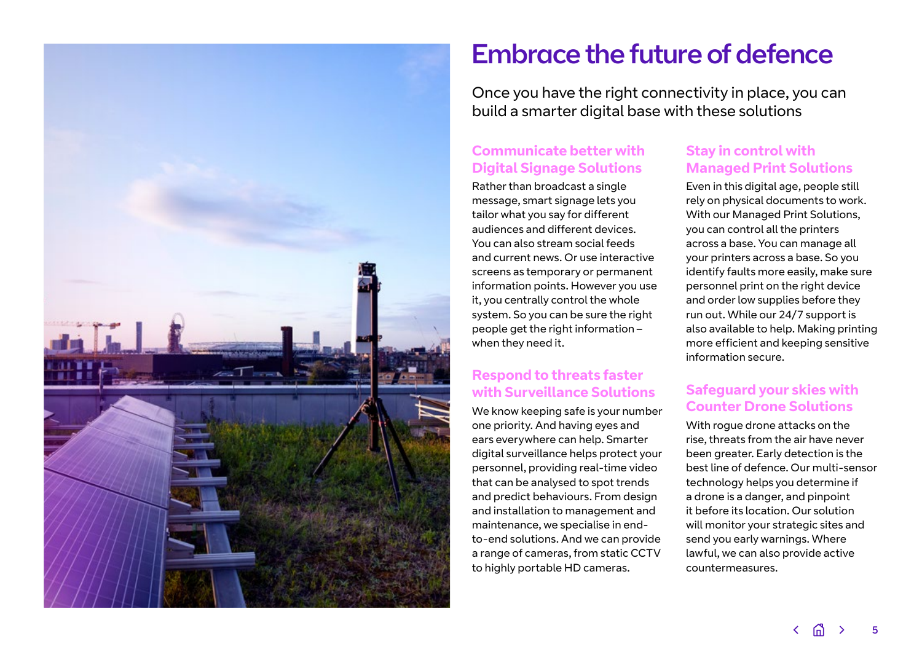# Embrace the future of defence

Once you have the right connectivity in place, you can build a smarter digital base with these solutions

## Communicate better with Digital Signage Solutions

Rather than broadcast a single message, smart signage lets you tailor what you say for different audiences and different devices. You can also stream social feeds and current news. Or use interactive screens as temporary or permanent information points. However you use it, you centrally control the whole system. So you can be sure the right people get the right information – when they need it.

## Respond to threats faster with Surveillance Solutions

We know keeping safe is your number one priority. And having eyes and ears everywhere can help. Smarter digital surveillance helps protect your personnel, providing real-time video that can be analysed to spot trends and predict behaviours. From design and installation to management and maintenance, we specialise in end-to-end solutions. And we can provide a range of cameras, from static CCTV to highly portable HD cameras.

## Stay in control with Managed Print Solutions

Even in this digital age, people still rely on physical documents to work. With our Managed Print Solutions, you can control all the printers across a base. You can manage all your printers across a base. So you identify faults more easily, make sure personnel print on the right device and order low supplies before they run out. While our 24/7 support is also available to help. Making printing more efficient and keeping sensitive information secure.

## Safeguard your skies with Counter Drone Solutions

With rogue drone attacks on the rise, threats from the air have never been greater. Early detection is the best line of defence. Our multi-sensor technology helps you determine if a drone is a danger, and pinpoint it before its location. Our solution will monitor your strategic sites and send you early warnings. Where lawful, we can also provide active countermeasures.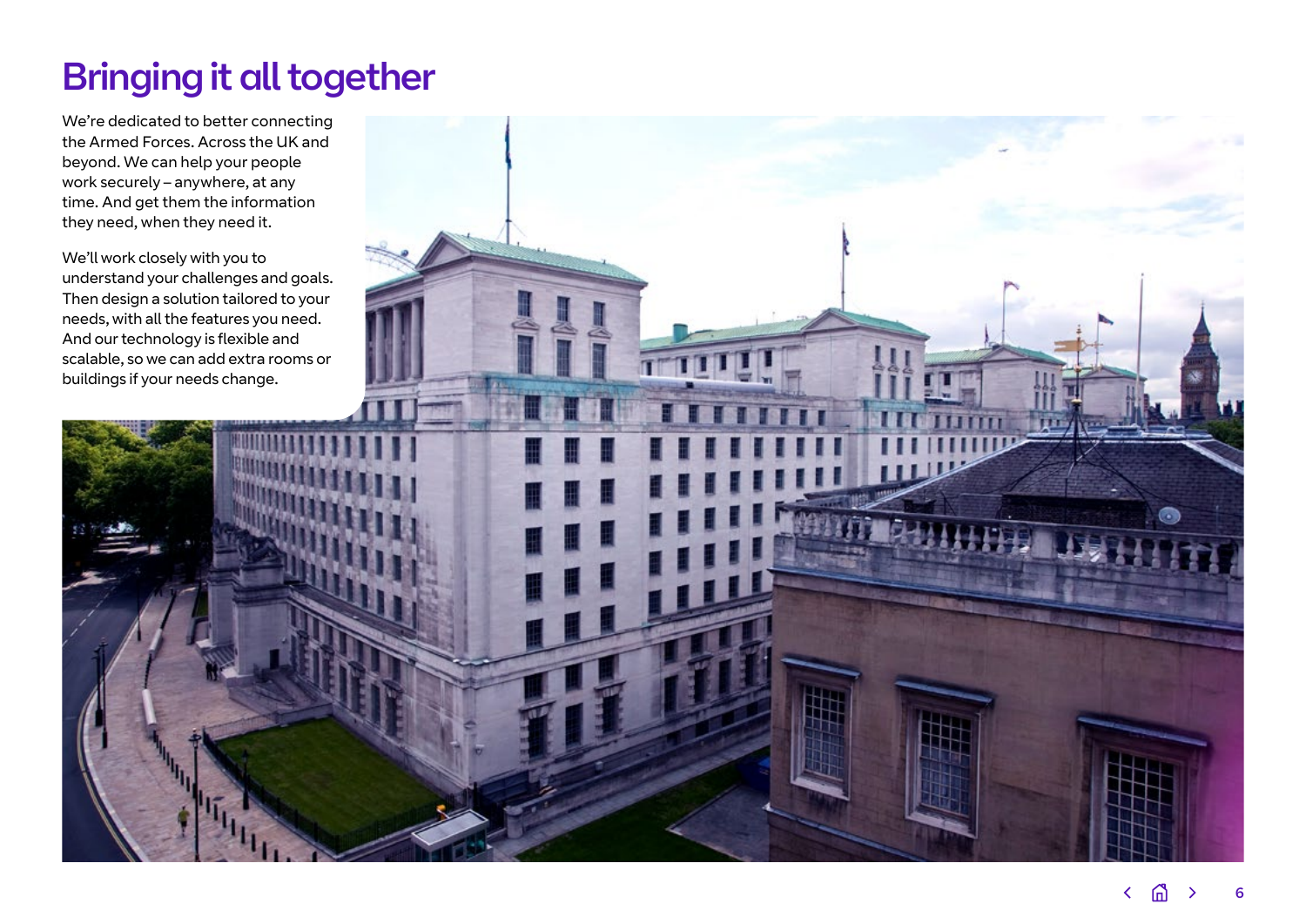# Bringing it all together

We're dedicated to better connecting the Armed Forces. Across the UK and beyond. We can help your people work securely – anywhere, at any time. And get them the information they need, when they need it.

We'll work closely with you to understand your challenges and goals. Then design a solution tailored to your needs, with all the features you need. And our technology is flexible and scalable, so we can add extra rooms or buildings if your needs change.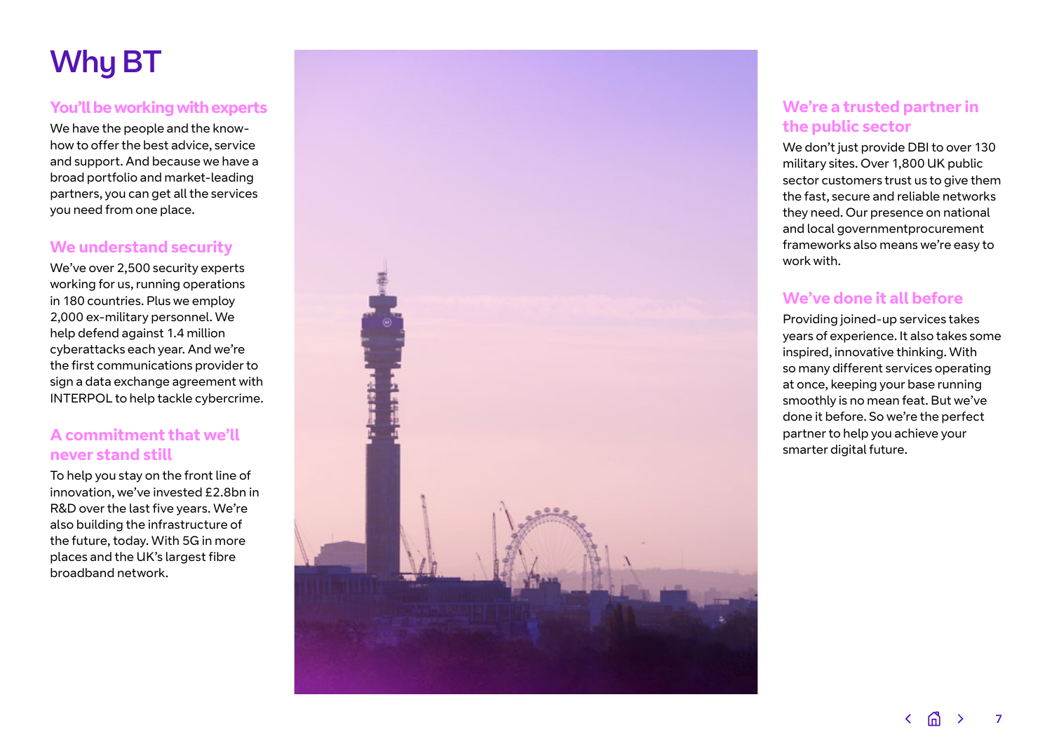# Why BT

## You'll be working with experts

We have the people and the know-how to offer the best advice, service and support. And because we have a broad portfolio and market-leading partners, you can get all the services you need from one place.

## We understand security

We've over 2,500 security experts working for us, running operations in 180 countries. Plus we employ 2,000 ex-military personnel. We help defend against 1.4 million cyberattacks each year. And we're the first communications provider to sign a data exchange agreement with INTERPOL to help tackle cybercrime.

## A commitment that we'll never stand still

To help you stay on the front line of innovation, we've invested £2.8bn in R&D over the last five years. We're also building the infrastructure of the future, today. With 5G in more places and the UK's largest fibre broadband network.

## We're a trusted partner in the public sector

We don't just provide DBI to over 130 military sites. Over 1,800 UK public sector customers trust us to give them the fast, secure and reliable networks they need. Our presence on national and local governmentprocurement frameworks also means we're easy to work with.

## We've done it all before

Providing joined-up services takes years of experience. It also takes some inspired, innovative thinking. With so many different services operating at once, keeping your base running smoothly is no mean feat. But we've done it before. So we're the perfect partner to help you achieve your smarter digital future.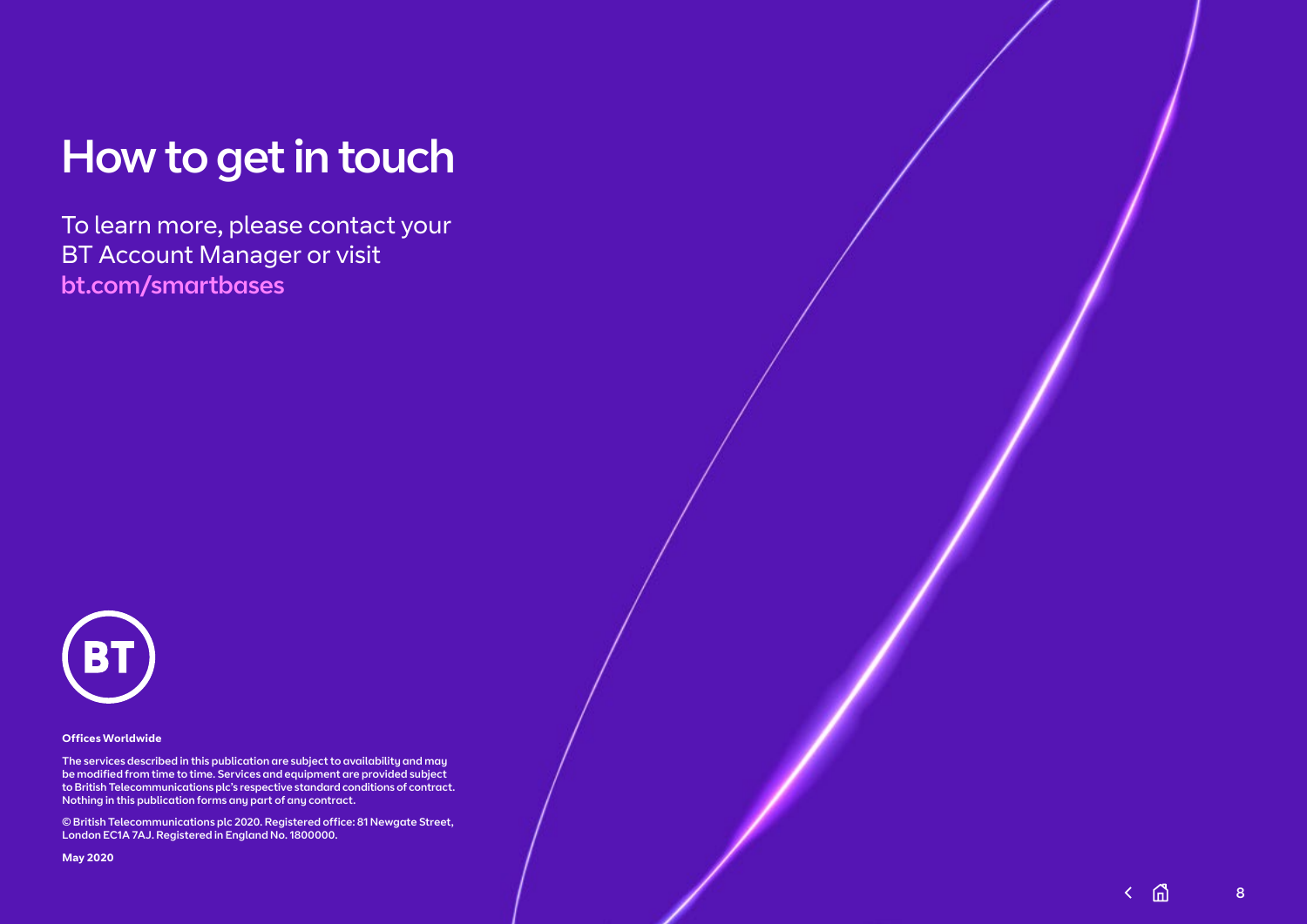# How to get in touch

To learn more, please contact your BT Account Manager or visit **bt.com/smartbases**

**Offices Worldwide**

The services described in this publication are subject to availability and may be modified from time to time. Services and equipment are provided subject to British Telecommunications plc's respective standard conditions of contract. Nothing in this publication forms any part of any contract.

© British Telecommunications plc 2020. Registered office: 81 Newgate Street, London EC1A 7AJ. Registered in England No. 1800000.

May 2020